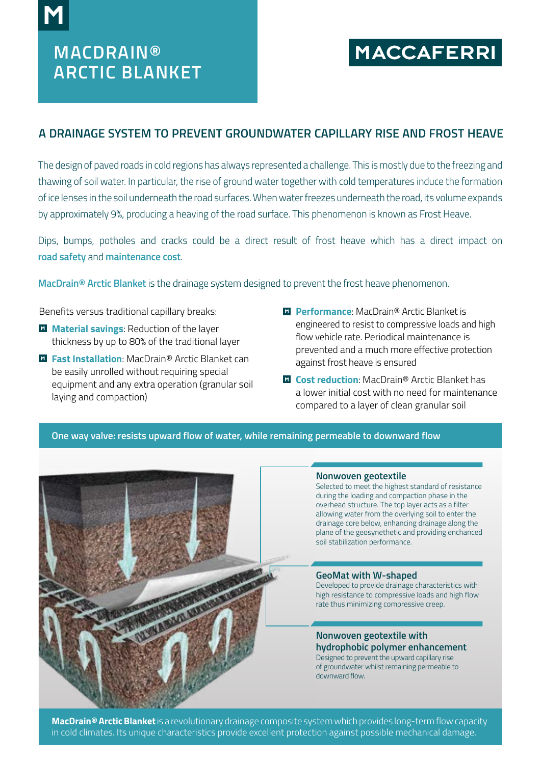# MACDRAIN® ARCTIC BLANKET

MACCAFERRI

## A DRAINAGE SYSTEM TO PREVENT GROUNDWATER CAPILLARY RISE AND FROST HEAVE

The design of paved roads in cold regions has always represented a challenge. This is mostly due to the freezing and thawing of soil water. In particular, the rise of ground water together with cold temperatures induce the formation of ice lenses in the soil underneath the road surfaces. When water freezes underneath the road, its volume expands by approximately 9%, producing a heaving of the road surface. This phenomenon is known as Frost Heave.

Dips, bumps, potholes and cracks could be a direct result of frost heave which has a direct impact on **road safety** and **maintenance cost**.

**MacDrain® Arctic Blanket** is the drainage system designed to prevent the frost heave phenomenon.

Benefits versus traditional capillary breaks:

- **Material savings**: Reduction of the layer thickness by up to 80% of the traditional layer
- **Fast Installation**: MacDrain® Arctic Blanket can be easily unrolled without requiring special equipment and any extra operation (granular soil laying and compaction)
- **Performance**: MacDrain® Arctic Blanket is engineered to resist to compressive loads and high flow vehicle rate. Periodical maintenance is prevented and a much more effective protection against frost heave is ensured
- **Cost reduction**: MacDrain® Arctic Blanket has a lower initial cost with no need for maintenance compared to a layer of clean granular soil

**One way valve: resists upward flow of water, while remaining permeable to downward flow**

**Nonwoven geotextile**
Selected to meet the highest standard of resistance during the loading and compaction phase in the overhead structure. The top layer acts as a filter allowing water from the overlying soil to enter the drainage core below, enhancing drainage along the plane of the geosynthetic and providing enchanced soil stabilization performance.

**GeoMat with W-shaped**
Developed to provide drainage characteristics with high resistance to compressive loads and high flow rate thus minimizing compressive creep.

**Nonwoven geotextile with hydrophobic polymer enhancement**
Designed to prevent the upward capillary rise of groundwater whilst remaining permeable to downward flow.

**MacDrain® Arctic Blanket** is a revolutionary drainage composite system which provides long-term flow capacity in cold climates. Its unique characteristics provide excellent protection against possible mechanical damage.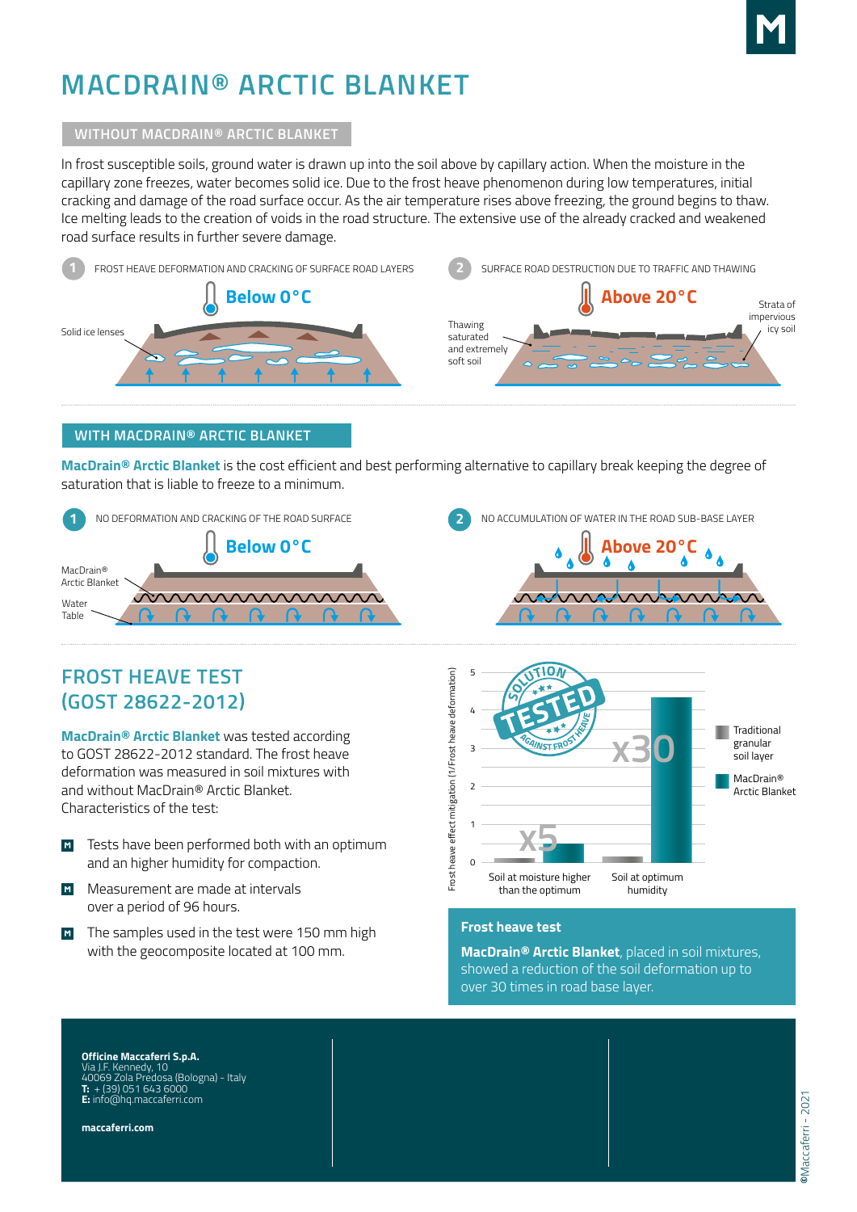# MACDRAIN® ARCTIC BLANKET

## WITHOUT MACDRAIN® ARCTIC BLANKET

In frost susceptible soils, ground water is drawn up into the soil above by capillary action. When the moisture in the capillary zone freezes, water becomes solid ice. Due to the frost heave phenomenon during low temperatures, initial cracking and damage of the road surface occur. As the air temperature rises above freezing, the ground begins to thaw. Ice melting leads to the creation of voids in the road structure. The extensive use of the already cracked and weakened road surface results in further severe damage.

1 FROST HEAVE DEFORMATION AND CRACKING OF SURFACE ROAD LAYERS

Below 0°C

Solid ice lenses

2 SURFACE ROAD DESTRUCTION DUE TO TRAFFIC AND THAWING

Above 20°C

Thawing saturated and extremely soft soil

Strata of impervious icy soil

## WITH MACDRAIN® ARCTIC BLANKET

**MacDrain® Arctic Blanket** is the cost efficient and best performing alternative to capillary break keeping the degree of saturation that is liable to freeze to a minimum.

1 NO DEFORMATION AND CRACKING OF THE ROAD SURFACE

Below 0°C

MacDrain® Arctic Blanket

Water Table

2 NO ACCUMULATION OF WATER IN THE ROAD SUB-BASE LAYER

Above 20°C

## FROST HEAVE TEST (GOST 28622-2012)

**MacDrain® Arctic Blanket** was tested according to GOST 28622-2012 standard. The frost heave deformation was measured in soil mixtures with and without MacDrain® Arctic Blanket. Characteristics of the test:

- Tests have been performed both with an optimum and an higher humidity for compaction.
- Measurement are made at intervals over a period of 96 hours.
- The samples used in the test were 150 mm high with the geocomposite located at 100 mm.

SOLUTION TESTED AGAINST FROST HEAVE

Frost heave effect mitigation (1/Frost heave deformation)

5
4
3
2
1
0

x5
x30

Soil at moisture higher than the optimum

Soil at optimum humidity

Traditional granular soil layer

MacDrain® Arctic Blanket

**Frost heave test**

**MacDrain® Arctic Blanket**, placed in soil mixtures, showed a reduction of the soil deformation up to over 30 times in road base layer.

**Officine Maccaferri S.p.A.**
Via J.F. Kennedy, 10
40069 Zola Predosa (Bologna) - Italy
**T:** + (39) 051 643 6000
**E:** info@hq.maccaferri.com

**maccaferri.com**

©Maccaferri - 2021